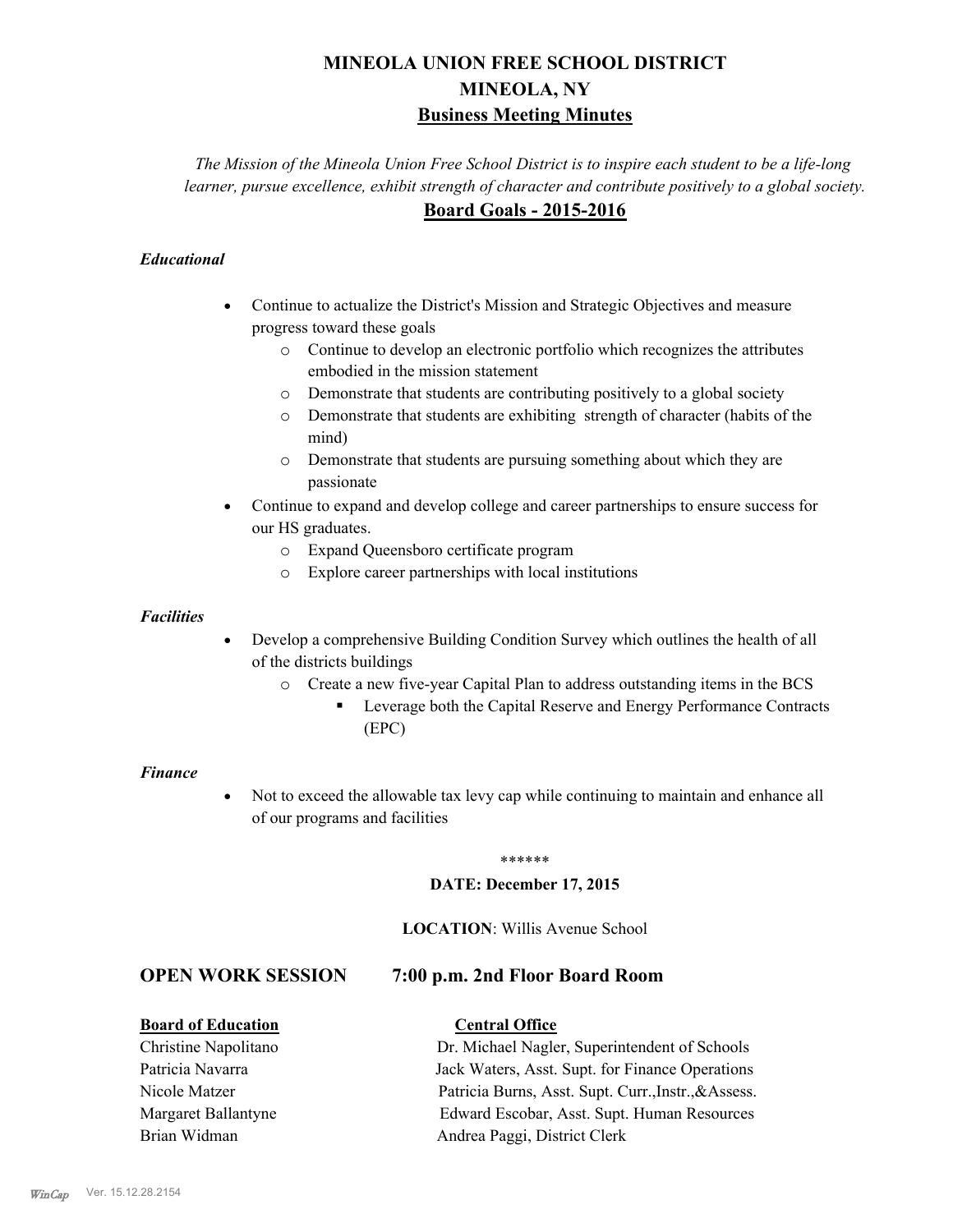# MINEOLA UNION FREE SCHOOL DISTRICT
# MINEOLA, NY
## Business Meeting Minutes

*The Mission of the Mineola Union Free School District is to inspire each student to be a life-long learner, pursue excellence, exhibit strength of character and contribute positively to a global society.*

## Board Goals - 2015-2016

### *Educational*

- Continue to actualize the District's Mission and Strategic Objectives and measure progress toward these goals
  - Continue to develop an electronic portfolio which recognizes the attributes embodied in the mission statement
  - Demonstrate that students are contributing positively to a global society
  - Demonstrate that students are exhibiting strength of character (habits of the mind)
  - Demonstrate that students are pursuing something about which they are passionate
- Continue to expand and develop college and career partnerships to ensure success for our HS graduates.
  - Expand Queensboro certificate program
  - Explore career partnerships with local institutions

### *Facilities*

- Develop a comprehensive Building Condition Survey which outlines the health of all of the districts buildings
  - Create a new five-year Capital Plan to address outstanding items in the BCS
    - Leverage both the Capital Reserve and Energy Performance Contracts (EPC)

### *Finance*

- Not to exceed the allowable tax levy cap while continuing to maintain and enhance all of our programs and facilities

******

**DATE: December 17, 2015**

**LOCATION**: Willis Avenue School

## OPEN WORK SESSION 7:00 p.m. 2nd Floor Board Room

| **Board of Education** | **Central Office** |
|---|---|
| Christine Napolitano | Dr. Michael Nagler, Superintendent of Schools |
| Patricia Navarra | Jack Waters, Asst. Supt. for Finance Operations |
| Nicole Matzer | Patricia Burns, Asst. Supt. Curr.,Instr.,&Assess. |
| Margaret Ballantyne | Edward Escobar, Asst. Supt. Human Resources |
| Brian Widman | Andrea Paggi, District Clerk |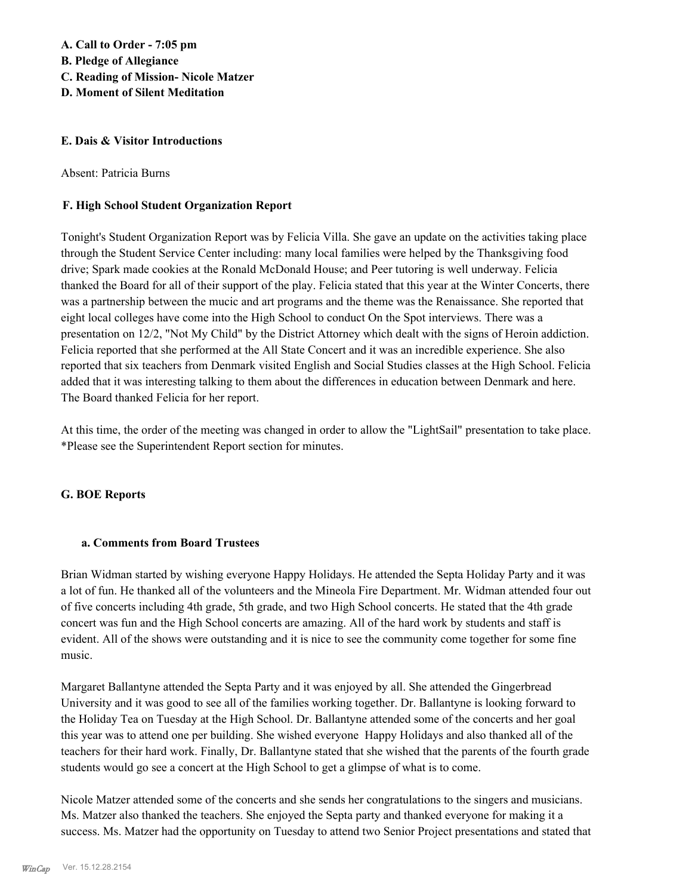**A. Call to Order - 7:05 pm**
**B. Pledge of Allegiance**
**C. Reading of Mission- Nicole Matzer**
**D. Moment of Silent Meditation**

**E. Dais & Visitor Introductions**

Absent: Patricia Burns

**F. High School Student Organization Report**

Tonight's Student Organization Report was by Felicia Villa. She gave an update on the activities taking place through the Student Service Center including: many local families were helped by the Thanksgiving food drive; Spark made cookies at the Ronald McDonald House; and Peer tutoring is well underway. Felicia thanked the Board for all of their support of the play. Felicia stated that this year at the Winter Concerts, there was a partnership between the mucic and art programs and the theme was the Renaissance. She reported that eight local colleges have come into the High School to conduct On the Spot interviews. There was a presentation on 12/2, "Not My Child" by the District Attorney which dealt with the signs of Heroin addiction. Felicia reported that she performed at the All State Concert and it was an incredible experience. She also reported that six teachers from Denmark visited English and Social Studies classes at the High School. Felicia added that it was interesting talking to them about the differences in education between Denmark and here. The Board thanked Felicia for her report.

At this time, the order of the meeting was changed in order to allow the "LightSail" presentation to take place. *Please see the Superintendent Report section for minutes.

**G. BOE Reports**

**a. Comments from Board Trustees**

Brian Widman started by wishing everyone Happy Holidays. He attended the Septa Holiday Party and it was a lot of fun. He thanked all of the volunteers and the Mineola Fire Department. Mr. Widman attended four out of five concerts including 4th grade, 5th grade, and two High School concerts. He stated that the 4th grade concert was fun and the High School concerts are amazing. All of the hard work by students and staff is evident. All of the shows were outstanding and it is nice to see the community come together for some fine music.

Margaret Ballantyne attended the Septa Party and it was enjoyed by all. She attended the Gingerbread University and it was good to see all of the families working together. Dr. Ballantyne is looking forward to the Holiday Tea on Tuesday at the High School. Dr. Ballantyne attended some of the concerts and her goal this year was to attend one per building. She wished everyone Happy Holidays and also thanked all of the teachers for their hard work. Finally, Dr. Ballantyne stated that she wished that the parents of the fourth grade students would go see a concert at the High School to get a glimpse of what is to come.

Nicole Matzer attended some of the concerts and she sends her congratulations to the singers and musicians. Ms. Matzer also thanked the teachers. She enjoyed the Septa party and thanked everyone for making it a success. Ms. Matzer had the opportunity on Tuesday to attend two Senior Project presentations and stated that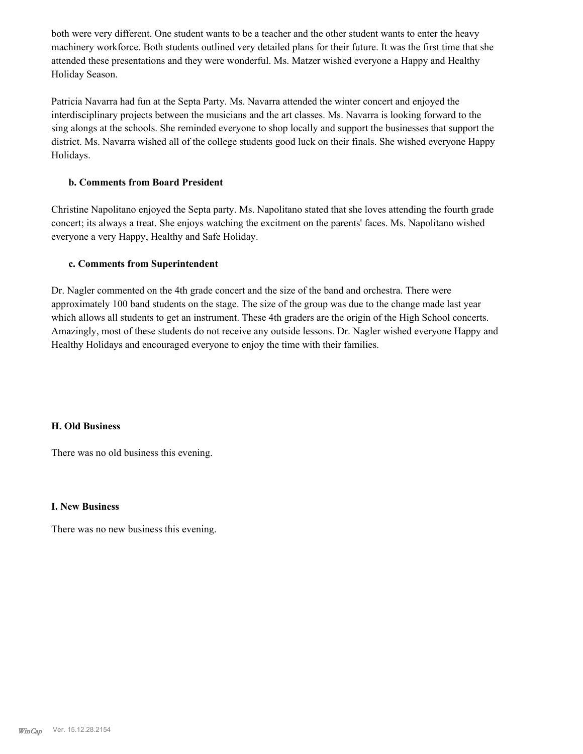both were very different. One student wants to be a teacher and the other student wants to enter the heavy machinery workforce. Both students outlined very detailed plans for their future. It was the first time that she attended these presentations and they were wonderful. Ms. Matzer wished everyone a Happy and Healthy Holiday Season.

Patricia Navarra had fun at the Septa Party. Ms. Navarra attended the winter concert and enjoyed the interdisciplinary projects between the musicians and the art classes. Ms. Navarra is looking forward to the sing alongs at the schools. She reminded everyone to shop locally and support the businesses that support the district. Ms. Navarra wished all of the college students good luck on their finals. She wished everyone Happy Holidays.

### b. Comments from Board President

Christine Napolitano enjoyed the Septa party. Ms. Napolitano stated that she loves attending the fourth grade concert; its always a treat. She enjoys watching the excitment on the parents' faces. Ms. Napolitano wished everyone a very Happy, Healthy and Safe Holiday.

### c. Comments from Superintendent

Dr. Nagler commented on the 4th grade concert and the size of the band and orchestra. There were approximately 100 band students on the stage. The size of the group was due to the change made last year which allows all students to get an instrument. These 4th graders are the origin of the High School concerts. Amazingly, most of these students do not receive any outside lessons. Dr. Nagler wished everyone Happy and Healthy Holidays and encouraged everyone to enjoy the time with their families.

## H. Old Business

There was no old business this evening.

## I. New Business

There was no new business this evening.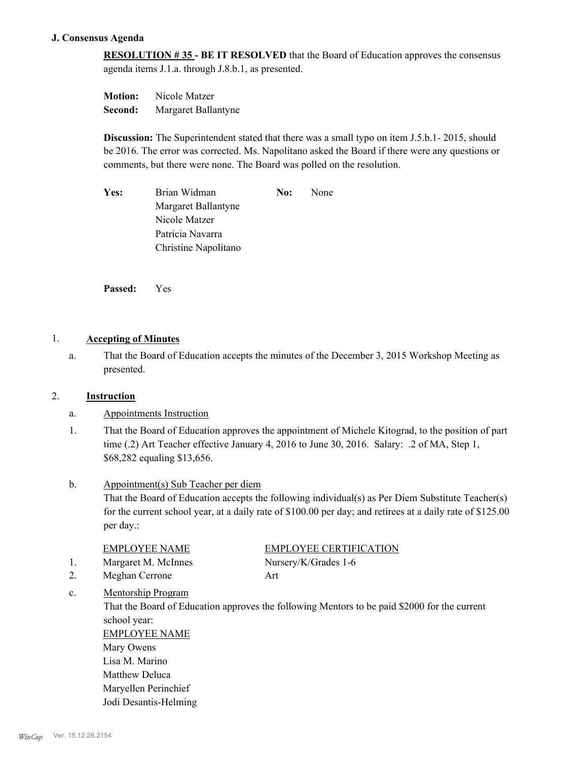### J. Consensus Agenda

**RESOLUTION # 35 - BE IT RESOLVED** that the Board of Education approves the consensus agenda items J.1.a. through J.8.b.1, as presented.

**Motion:** Nicole Matzer
**Second:** Margaret Ballantyne

**Discussion:** The Superintendent stated that there was a small typo on item J.5.b.1- 2015, should be 2016. The error was corrected. Ms. Napolitano asked the Board if there were any questions or comments, but there were none. The Board was polled on the resolution.

| | | | |
|---|---|---|---|
| **Yes:** | Brian Widman | **No:** | None |
| | Margaret Ballantyne | | |
| | Nicole Matzer | | |
| | Patricia Navarra | | |
| | Christine Napolitano | | |

**Passed:** Yes

1. **Accepting of Minutes**

   a. That the Board of Education accepts the minutes of the December 3, 2015 Workshop Meeting as presented.

2. **Instruction**

   a. Appointments Instruction

   1. That the Board of Education approves the appointment of Michele Kitograd, to the position of part time (.2) Art Teacher effective January 4, 2016 to June 30, 2016. Salary: .2 of MA, Step 1, $68,282 equaling $13,656.

   b. Appointment(s) Sub Teacher per diem
   That the Board of Education accepts the following individual(s) as Per Diem Substitute Teacher(s) for the current school year, at a daily rate of $100.00 per day; and retirees at a daily rate of $125.00 per day.:

| | EMPLOYEE NAME | EMPLOYEE CERTIFICATION |
|---|---|---|
| 1. | Margaret M. McInnes | Nursery/K/Grades 1-6 |
| 2. | Meghan Cerrone | Art |

   c. Mentorship Program
   That the Board of Education approves the following Mentors to be paid $2000 for the current school year:

   EMPLOYEE NAME
   Mary Owens
   Lisa M. Marino
   Matthew Deluca
   Maryellen Perinchief
   Jodi Desantis-Helming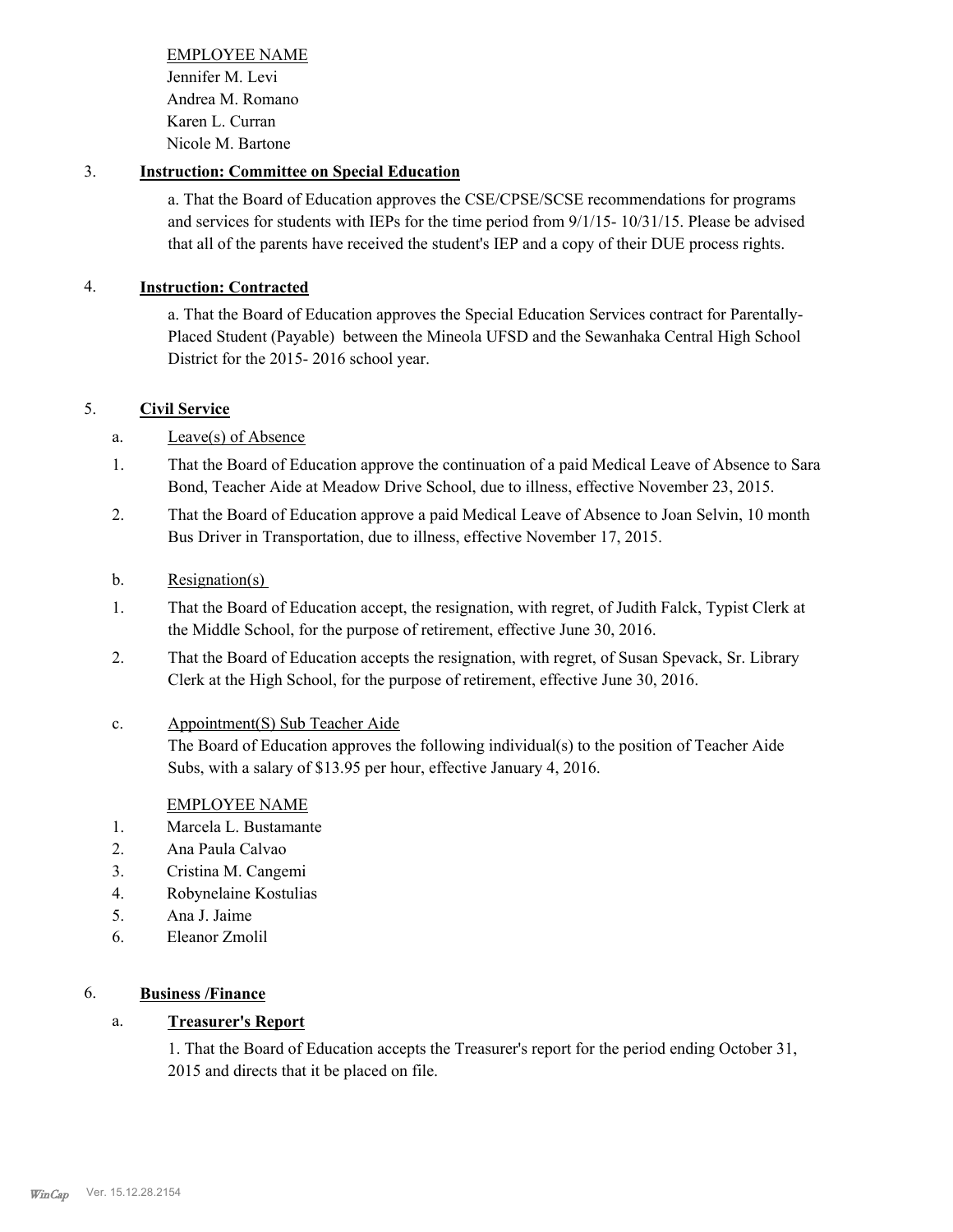EMPLOYEE NAME
Jennifer M. Levi
Andrea M. Romano
Karen L. Curran
Nicole M. Bartone

3. **Instruction: Committee on Special Education**

a. That the Board of Education approves the CSE/CPSE/SCSE recommendations for programs and services for students with IEPs for the time period from 9/1/15- 10/31/15. Please be advised that all of the parents have received the student's IEP and a copy of their DUE process rights.

4. **Instruction: Contracted**

a. That the Board of Education approves the Special Education Services contract for Parentally-Placed Student (Payable) between the Mineola UFSD and the Sewanhaka Central High School District for the 2015- 2016 school year.

5. **Civil Service**

a. Leave(s) of Absence

1. That the Board of Education approve the continuation of a paid Medical Leave of Absence to Sara Bond, Teacher Aide at Meadow Drive School, due to illness, effective November 23, 2015.
2. That the Board of Education approve a paid Medical Leave of Absence to Joan Selvin, 10 month Bus Driver in Transportation, due to illness, effective November 17, 2015.

b. Resignation(s)

1. That the Board of Education accept, the resignation, with regret, of Judith Falck, Typist Clerk at the Middle School, for the purpose of retirement, effective June 30, 2016.
2. That the Board of Education accepts the resignation, with regret, of Susan Spevack, Sr. Library Clerk at the High School, for the purpose of retirement, effective June 30, 2016.

c. Appointment(S) Sub Teacher Aide

The Board of Education approves the following individual(s) to the position of Teacher Aide Subs, with a salary of $13.95 per hour, effective January 4, 2016.

EMPLOYEE NAME
1. Marcela L. Bustamante
2. Ana Paula Calvao
3. Cristina M. Cangemi
4. Robynelaine Kostulias
5. Ana J. Jaime
6. Eleanor Zmolil

6. **Business /Finance**

a. **Treasurer's Report**

1. That the Board of Education accepts the Treasurer's report for the period ending October 31, 2015 and directs that it be placed on file.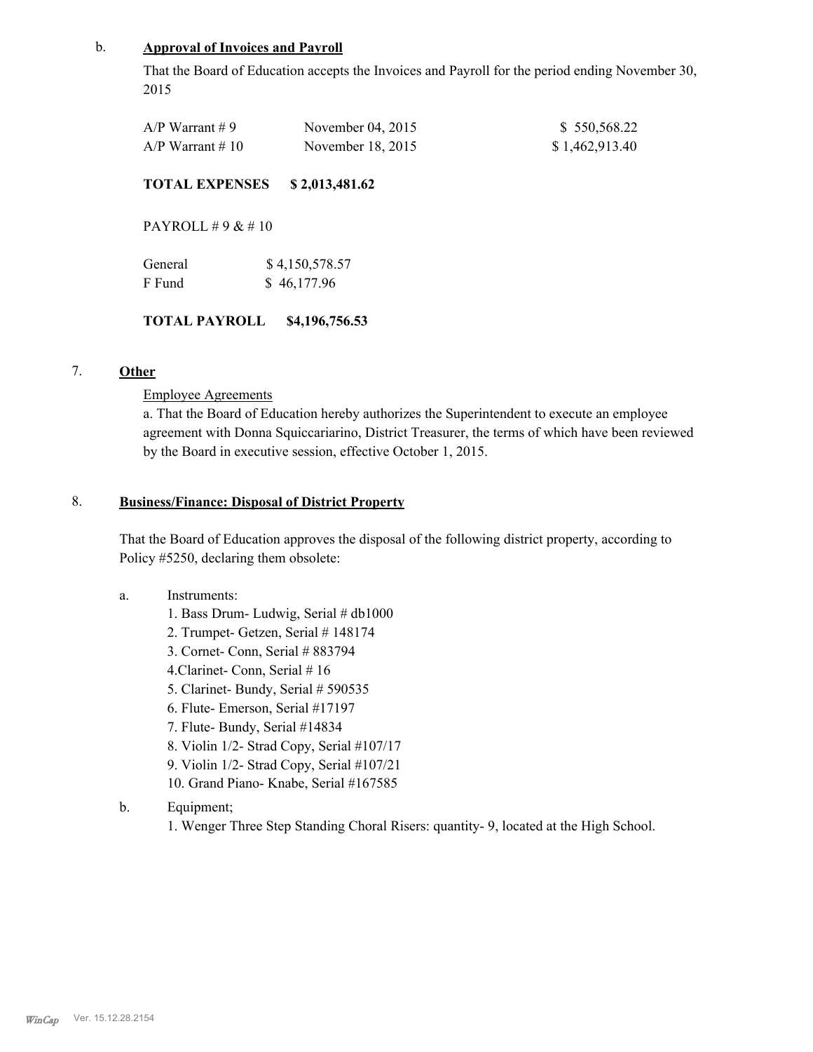b. **Approval of Invoices and Payroll**

That the Board of Education accepts the Invoices and Payroll for the period ending November 30, 2015

| | | |
|---|---|---|
| A/P Warrant # 9 | November 04, 2015 | $ 550,568.22 |
| A/P Warrant # 10 | November 18, 2015 | $ 1,462,913.40 |

**TOTAL EXPENSES $ 2,013,481.62**

PAYROLL # 9 & # 10

| | |
|---|---|
| General | $ 4,150,578.57 |
| F Fund | $ 46,177.96 |

**TOTAL PAYROLL $4,196,756.53**

7. **Other**

Employee Agreements

a. That the Board of Education hereby authorizes the Superintendent to execute an employee agreement with Donna Squiccariarino, District Treasurer, the terms of which have been reviewed by the Board in executive session, effective October 1, 2015.

8. **Business/Finance: Disposal of District Property**

That the Board of Education approves the disposal of the following district property, according to Policy #5250, declaring them obsolete:

a. Instruments:
   1. Bass Drum- Ludwig, Serial # db1000
   2. Trumpet- Getzen, Serial # 148174
   3. Cornet- Conn, Serial # 883794
   4. Clarinet- Conn, Serial # 16
   5. Clarinet- Bundy, Serial # 590535
   6. Flute- Emerson, Serial #17197
   7. Flute- Bundy, Serial #14834
   8. Violin 1/2- Strad Copy, Serial #107/17
   9. Violin 1/2- Strad Copy, Serial #107/21
   10. Grand Piano- Knabe, Serial #167585

b. Equipment;
   1. Wenger Three Step Standing Choral Risers: quantity- 9, located at the High School.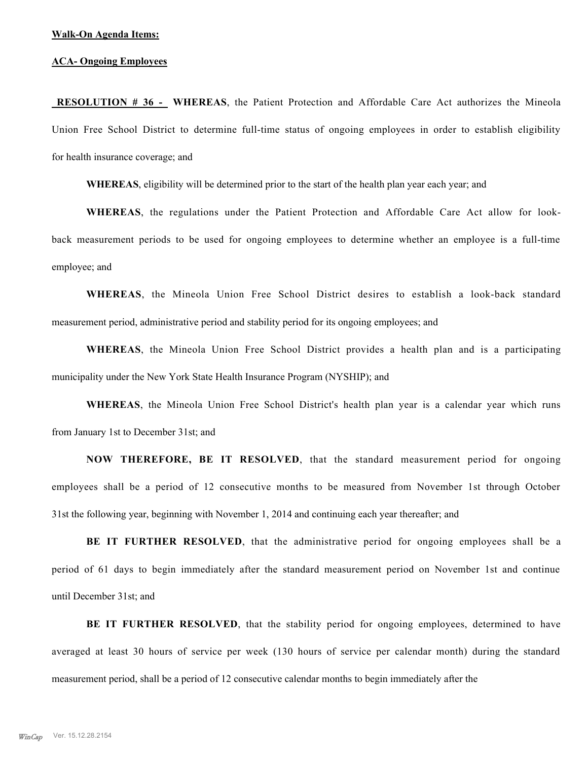**Walk-On Agenda Items:**

**ACA- Ongoing Employees**

**RESOLUTION # 36 -** **WHEREAS**, the Patient Protection and Affordable Care Act authorizes the Mineola Union Free School District to determine full-time status of ongoing employees in order to establish eligibility for health insurance coverage; and

**WHEREAS**, eligibility will be determined prior to the start of the health plan year each year; and

**WHEREAS**, the regulations under the Patient Protection and Affordable Care Act allow for look-back measurement periods to be used for ongoing employees to determine whether an employee is a full-time employee; and

**WHEREAS**, the Mineola Union Free School District desires to establish a look-back standard measurement period, administrative period and stability period for its ongoing employees; and

**WHEREAS**, the Mineola Union Free School District provides a health plan and is a participating municipality under the New York State Health Insurance Program (NYSHIP); and

**WHEREAS**, the Mineola Union Free School District's health plan year is a calendar year which runs from January 1st to December 31st; and

**NOW THEREFORE, BE IT RESOLVED**, that the standard measurement period for ongoing employees shall be a period of 12 consecutive months to be measured from November 1st through October 31st the following year, beginning with November 1, 2014 and continuing each year thereafter; and

**BE IT FURTHER RESOLVED**, that the administrative period for ongoing employees shall be a period of 61 days to begin immediately after the standard measurement period on November 1st and continue until December 31st; and

**BE IT FURTHER RESOLVED**, that the stability period for ongoing employees, determined to have averaged at least 30 hours of service per week (130 hours of service per calendar month) during the standard measurement period, shall be a period of 12 consecutive calendar months to begin immediately after the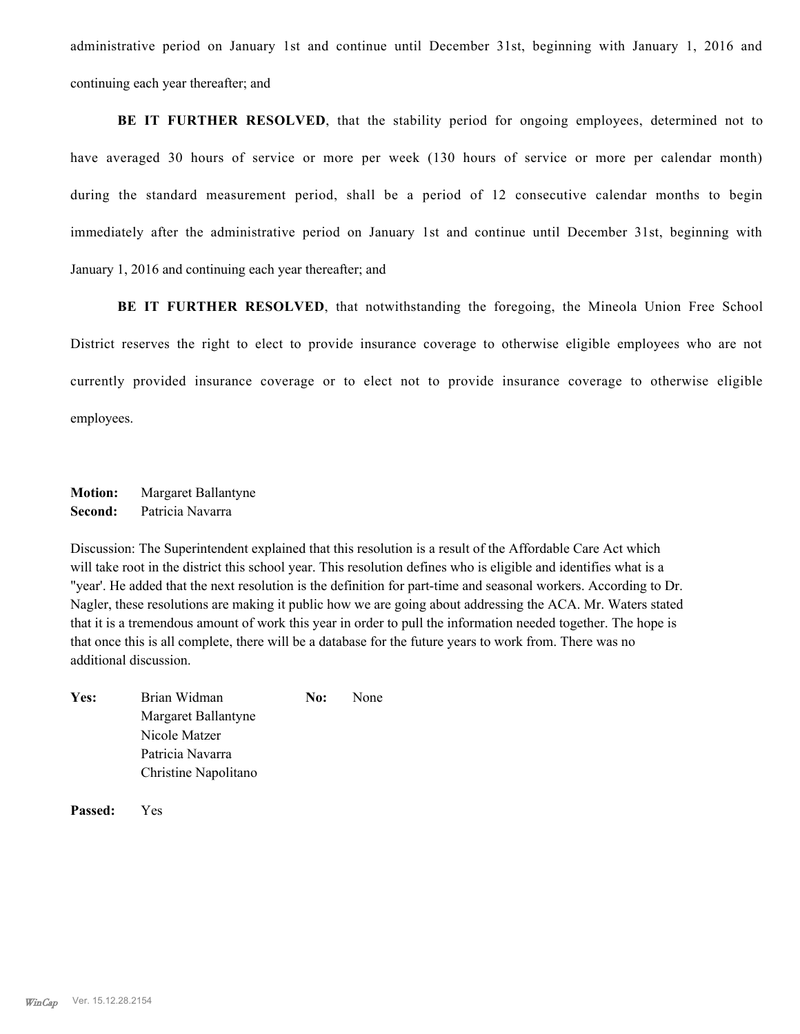administrative period on January 1st and continue until December 31st, beginning with January 1, 2016 and continuing each year thereafter; and

**BE IT FURTHER RESOLVED**, that the stability period for ongoing employees, determined not to have averaged 30 hours of service or more per week (130 hours of service or more per calendar month) during the standard measurement period, shall be a period of 12 consecutive calendar months to begin immediately after the administrative period on January 1st and continue until December 31st, beginning with January 1, 2016 and continuing each year thereafter; and

**BE IT FURTHER RESOLVED**, that notwithstanding the foregoing, the Mineola Union Free School District reserves the right to elect to provide insurance coverage to otherwise eligible employees who are not currently provided insurance coverage or to elect not to provide insurance coverage to otherwise eligible employees.

**Motion:** Margaret Ballantyne
**Second:** Patricia Navarra

Discussion: The Superintendent explained that this resolution is a result of the Affordable Care Act which will take root in the district this school year. This resolution defines who is eligible and identifies what is a "year'. He added that the next resolution is the definition for part-time and seasonal workers. According to Dr. Nagler, these resolutions are making it public how we are going about addressing the ACA. Mr. Waters stated that it is a tremendous amount of work this year in order to pull the information needed together. The hope is that once this is all complete, there will be a database for the future years to work from. There was no additional discussion.

| | | | |
|---|---|---|---|
| **Yes:** | Brian Widman | **No:** | None |
| | Margaret Ballantyne | | |
| | Nicole Matzer | | |
| | Patricia Navarra | | |
| | Christine Napolitano | | |

**Passed:** Yes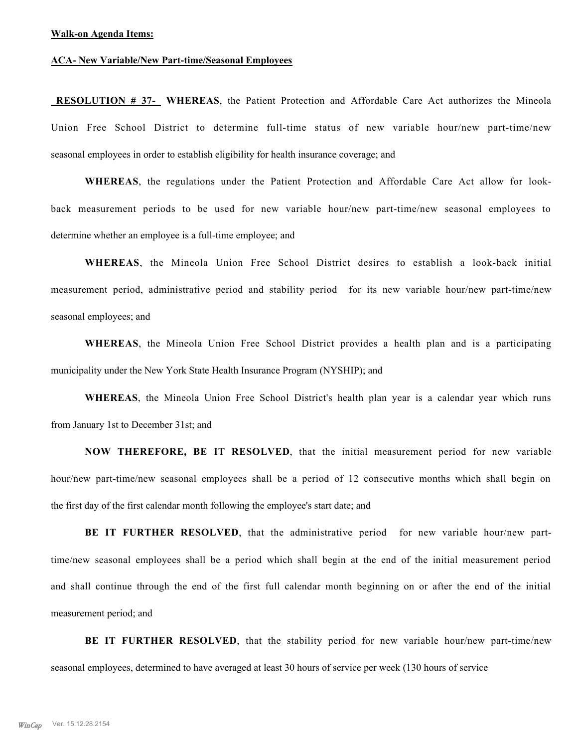**Walk-on Agenda Items:**

**ACA- New Variable/New Part-time/Seasonal Employees**

**RESOLUTION # 37-** **WHEREAS**, the Patient Protection and Affordable Care Act authorizes the Mineola Union Free School District to determine full-time status of new variable hour/new part-time/new seasonal employees in order to establish eligibility for health insurance coverage; and

**WHEREAS**, the regulations under the Patient Protection and Affordable Care Act allow for look-back measurement periods to be used for new variable hour/new part-time/new seasonal employees to determine whether an employee is a full-time employee; and

**WHEREAS**, the Mineola Union Free School District desires to establish a look-back initial measurement period, administrative period and stability period for its new variable hour/new part-time/new seasonal employees; and

**WHEREAS**, the Mineola Union Free School District provides a health plan and is a participating municipality under the New York State Health Insurance Program (NYSHIP); and

**WHEREAS**, the Mineola Union Free School District's health plan year is a calendar year which runs from January 1st to December 31st; and

**NOW THEREFORE, BE IT RESOLVED**, that the initial measurement period for new variable hour/new part-time/new seasonal employees shall be a period of 12 consecutive months which shall begin on the first day of the first calendar month following the employee's start date; and

**BE IT FURTHER RESOLVED**, that the administrative period for new variable hour/new part-time/new seasonal employees shall be a period which shall begin at the end of the initial measurement period and shall continue through the end of the first full calendar month beginning on or after the end of the initial measurement period; and

**BE IT FURTHER RESOLVED**, that the stability period for new variable hour/new part-time/new seasonal employees, determined to have averaged at least 30 hours of service per week (130 hours of service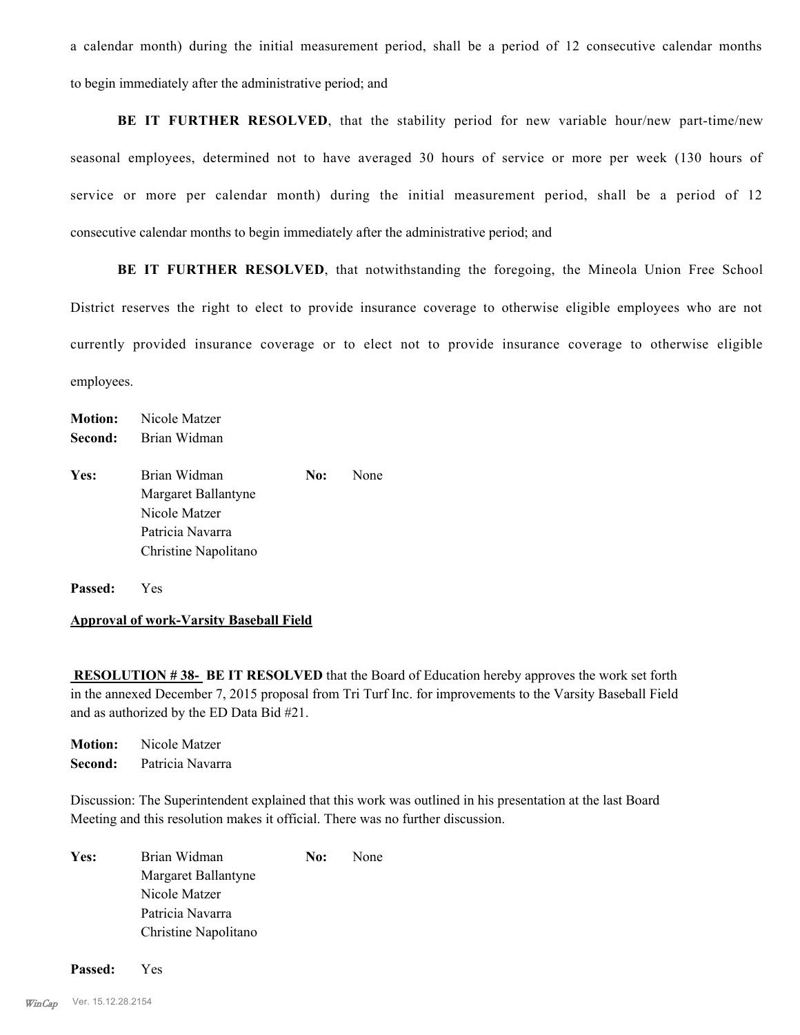a calendar month) during the initial measurement period, shall be a period of 12 consecutive calendar months to begin immediately after the administrative period; and

**BE IT FURTHER RESOLVED**, that the stability period for new variable hour/new part-time/new seasonal employees, determined not to have averaged 30 hours of service or more per week (130 hours of service or more per calendar month) during the initial measurement period, shall be a period of 12 consecutive calendar months to begin immediately after the administrative period; and

**BE IT FURTHER RESOLVED**, that notwithstanding the foregoing, the Mineola Union Free School District reserves the right to elect to provide insurance coverage to otherwise eligible employees who are not currently provided insurance coverage or to elect not to provide insurance coverage to otherwise eligible employees.

**Motion:** Nicole Matzer
**Second:** Brian Widman

| | | | |
|---|---|---|---|
| **Yes:** | Brian Widman | **No:** | None |
| | Margaret Ballantyne | | |
| | Nicole Matzer | | |
| | Patricia Navarra | | |
| | Christine Napolitano | | |

**Passed:** Yes

**Approval of work-Varsity Baseball Field**

**RESOLUTION # 38- BE IT RESOLVED** that the Board of Education hereby approves the work set forth in the annexed December 7, 2015 proposal from Tri Turf Inc. for improvements to the Varsity Baseball Field and as authorized by the ED Data Bid #21.

**Motion:** Nicole Matzer
**Second:** Patricia Navarra

Discussion: The Superintendent explained that this work was outlined in his presentation at the last Board Meeting and this resolution makes it official. There was no further discussion.

| | | | |
|---|---|---|---|
| **Yes:** | Brian Widman | **No:** | None |
| | Margaret Ballantyne | | |
| | Nicole Matzer | | |
| | Patricia Navarra | | |
| | Christine Napolitano | | |

**Passed:** Yes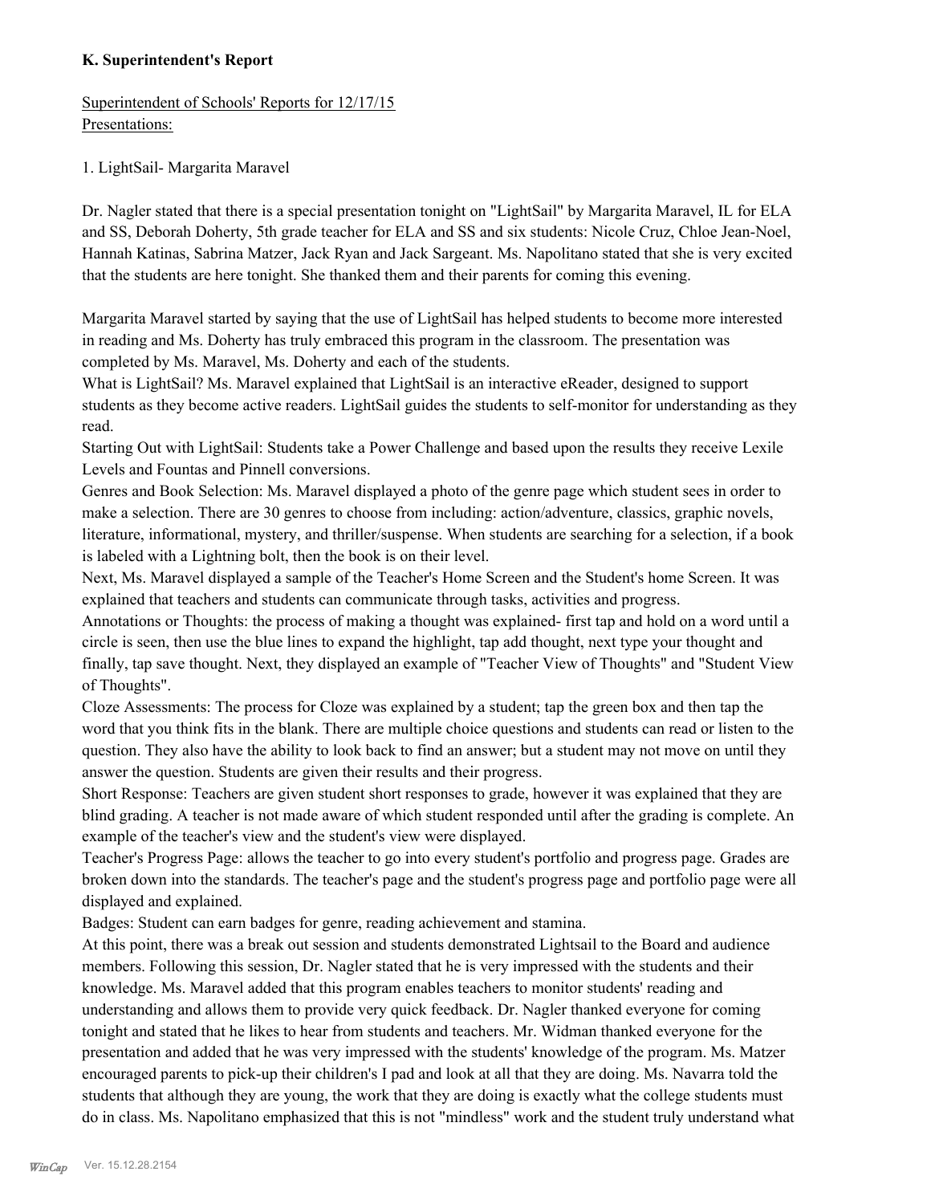**K. Superintendent's Report**

Superintendent of Schools' Reports for 12/17/15
Presentations:

1. LightSail- Margarita Maravel

Dr. Nagler stated that there is a special presentation tonight on "LightSail" by Margarita Maravel, IL for ELA and SS, Deborah Doherty, 5th grade teacher for ELA and SS and six students: Nicole Cruz, Chloe Jean-Noel, Hannah Katinas, Sabrina Matzer, Jack Ryan and Jack Sargeant. Ms. Napolitano stated that she is very excited that the students are here tonight. She thanked them and their parents for coming this evening.

Margarita Maravel started by saying that the use of LightSail has helped students to become more interested in reading and Ms. Doherty has truly embraced this program in the classroom. The presentation was completed by Ms. Maravel, Ms. Doherty and each of the students.
What is LightSail? Ms. Maravel explained that LightSail is an interactive eReader, designed to support students as they become active readers. LightSail guides the students to self-monitor for understanding as they read.
Starting Out with LightSail: Students take a Power Challenge and based upon the results they receive Lexile Levels and Fountas and Pinnell conversions.
Genres and Book Selection: Ms. Maravel displayed a photo of the genre page which student sees in order to make a selection. There are 30 genres to choose from including: action/adventure, classics, graphic novels, literature, informational, mystery, and thriller/suspense. When students are searching for a selection, if a book is labeled with a Lightning bolt, then the book is on their level.
Next, Ms. Maravel displayed a sample of the Teacher's Home Screen and the Student's home Screen. It was explained that teachers and students can communicate through tasks, activities and progress.
Annotations or Thoughts: the process of making a thought was explained- first tap and hold on a word until a circle is seen, then use the blue lines to expand the highlight, tap add thought, next type your thought and finally, tap save thought. Next, they displayed an example of "Teacher View of Thoughts" and "Student View of Thoughts".
Cloze Assessments: The process for Cloze was explained by a student; tap the green box and then tap the word that you think fits in the blank. There are multiple choice questions and students can read or listen to the question. They also have the ability to look back to find an answer; but a student may not move on until they answer the question. Students are given their results and their progress.
Short Response: Teachers are given student short responses to grade, however it was explained that they are blind grading. A teacher is not made aware of which student responded until after the grading is complete. An example of the teacher's view and the student's view were displayed.
Teacher's Progress Page: allows the teacher to go into every student's portfolio and progress page. Grades are broken down into the standards. The teacher's page and the student's progress page and portfolio page were all displayed and explained.
Badges: Student can earn badges for genre, reading achievement and stamina.
At this point, there was a break out session and students demonstrated Lightsail to the Board and audience members. Following this session, Dr. Nagler stated that he is very impressed with the students and their knowledge. Ms. Maravel added that this program enables teachers to monitor students' reading and understanding and allows them to provide very quick feedback. Dr. Nagler thanked everyone for coming tonight and stated that he likes to hear from students and teachers. Mr. Widman thanked everyone for the presentation and added that he was very impressed with the students' knowledge of the program. Ms. Matzer encouraged parents to pick-up their children's I pad and look at all that they are doing. Ms. Navarra told the students that although they are young, the work that they are doing is exactly what the college students must do in class. Ms. Napolitano emphasized that this is not "mindless" work and the student truly understand what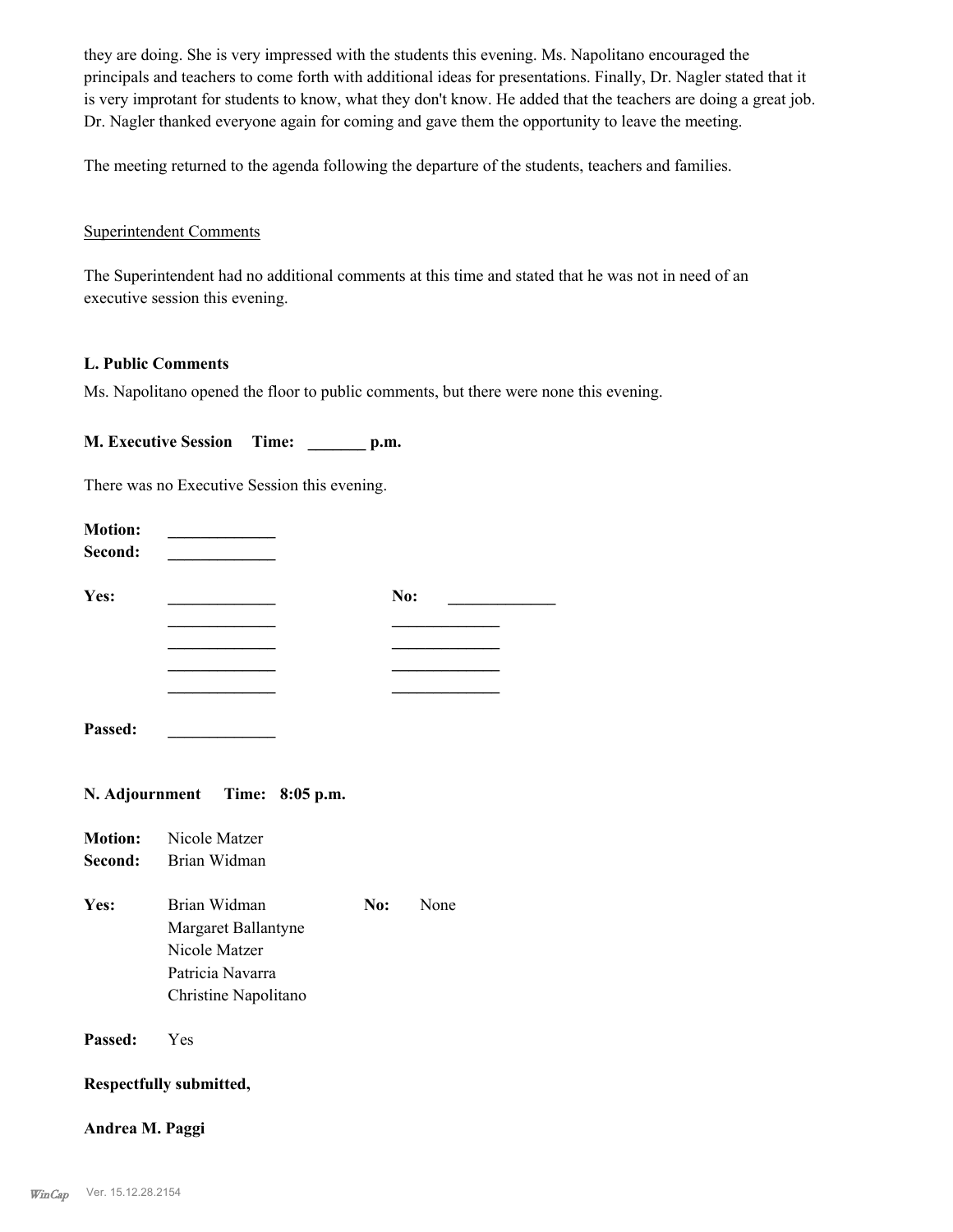they are doing. She is very impressed with the students this evening. Ms. Napolitano encouraged the principals and teachers to come forth with additional ideas for presentations. Finally, Dr. Nagler stated that it is very improtant for students to know, what they don't know. He added that the teachers are doing a great job. Dr. Nagler thanked everyone again for coming and gave them the opportunity to leave the meeting.

The meeting returned to the agenda following the departure of the students, teachers and families.

Superintendent Comments

The Superintendent had no additional comments at this time and stated that he was not in need of an executive session this evening.

**L. Public Comments**

Ms. Napolitano opened the floor to public comments, but there were none this evening.

**M. Executive Session Time: _______ p.m.**

There was no Executive Session this evening.

**Motion:** _____________
**Second:** _____________

| | | | |
|---|---|---|---|
| **Yes:** | _____________ | **No:** | _____________ |
| | _____________ | | _____________ |
| | _____________ | | _____________ |
| | _____________ | | _____________ |
| | _____________ | | _____________ |

**Passed:** _____________

**N. Adjournment Time: 8:05 p.m.**

**Motion:** Nicole Matzer
**Second:** Brian Widman

| | | | |
|---|---|---|---|
| **Yes:** | Brian Widman | **No:** | None |
| | Margaret Ballantyne | | |
| | Nicole Matzer | | |
| | Patricia Navarra | | |
| | Christine Napolitano | | |

**Passed:** Yes

**Respectfully submitted,**

**Andrea M. Paggi**